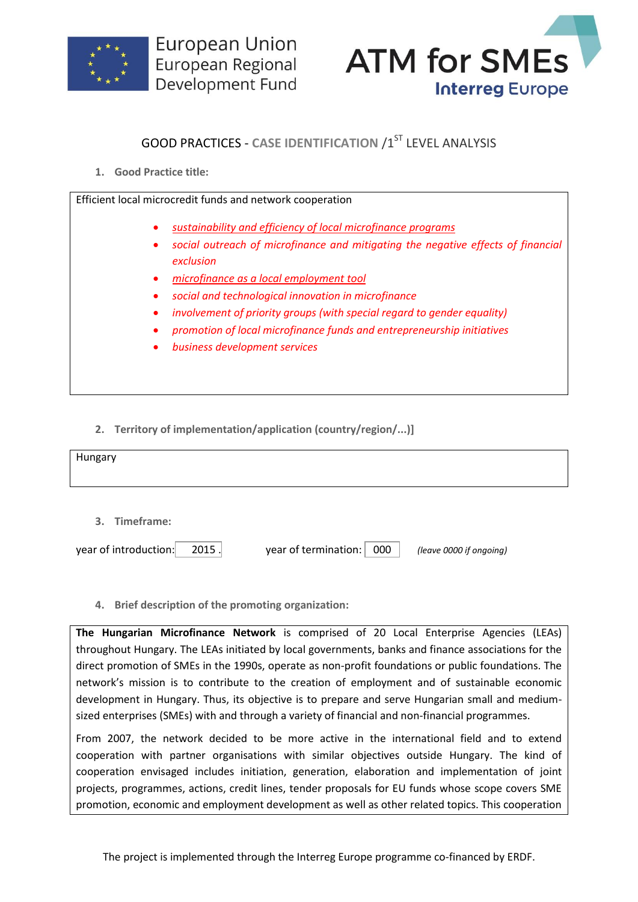European Union
European Regional
Development Fund

ATM for SMEs
Interreg Europe

# GOOD PRACTICES - CASE IDENTIFICATION /1ST LEVEL ANALYSIS

**1. Good Practice title:**

Efficient local microcredit funds and network cooperation

- *sustainability and efficiency of local microfinance programs*
- *social outreach of microfinance and mitigating the negative effects of financial exclusion*
- *microfinance as a local employment tool*
- *social and technological innovation in microfinance*
- *involvement of priority groups (with special regard to gender equality)*
- *promotion of local microfinance funds and entrepreneurship initiatives*
- *business development services*

**2. Territory of implementation/application (country/region/...)]**

Hungary

**3. Timeframe:**

year of introduction: 2015 year of termination: 000 *(leave 0000 if ongoing)*

**4. Brief description of the promoting organization:**

**The Hungarian Microfinance Network** is comprised of 20 Local Enterprise Agencies (LEAs) throughout Hungary. The LEAs initiated by local governments, banks and finance associations for the direct promotion of SMEs in the 1990s, operate as non-profit foundations or public foundations. The network's mission is to contribute to the creation of employment and of sustainable economic development in Hungary. Thus, its objective is to prepare and serve Hungarian small and medium-sized enterprises (SMEs) with and through a variety of financial and non-financial programmes.

From 2007, the network decided to be more active in the international field and to extend cooperation with partner organisations with similar objectives outside Hungary. The kind of cooperation envisaged includes initiation, generation, elaboration and implementation of joint projects, programmes, actions, credit lines, tender proposals for EU funds whose scope covers SME promotion, economic and employment development as well as other related topics. This cooperation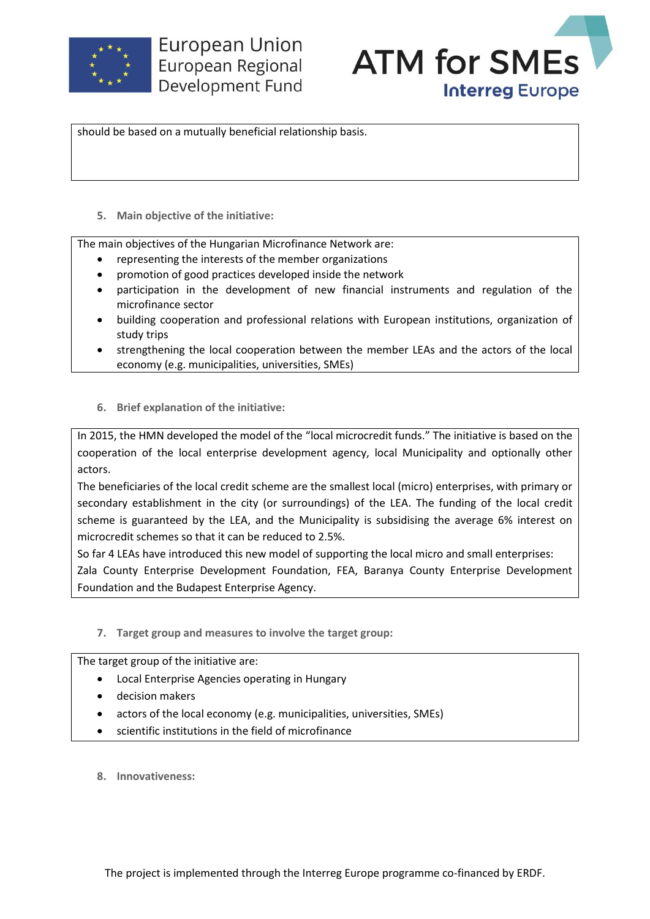should be based on a mutually beneficial relationship basis.

5. **Main objective of the initiative:**

The main objectives of the Hungarian Microfinance Network are:

- representing the interests of the member organizations
- promotion of good practices developed inside the network
- participation in the development of new financial instruments and regulation of the microfinance sector
- building cooperation and professional relations with European institutions, organization of study trips
- strengthening the local cooperation between the member LEAs and the actors of the local economy (e.g. municipalities, universities, SMEs)

6. **Brief explanation of the initiative:**

In 2015, the HMN developed the model of the "local microcredit funds." The initiative is based on the cooperation of the local enterprise development agency, local Municipality and optionally other actors.

The beneficiaries of the local credit scheme are the smallest local (micro) enterprises, with primary or secondary establishment in the city (or surroundings) of the LEA. The funding of the local credit scheme is guaranteed by the LEA, and the Municipality is subsidising the average 6% interest on microcredit schemes so that it can be reduced to 2.5%.

So far 4 LEAs have introduced this new model of supporting the local micro and small enterprises: Zala County Enterprise Development Foundation, FEA, Baranya County Enterprise Development Foundation and the Budapest Enterprise Agency.

7. **Target group and measures to involve the target group:**

The target group of the initiative are:

- Local Enterprise Agencies operating in Hungary
- decision makers
- actors of the local economy (e.g. municipalities, universities, SMEs)
- scientific institutions in the field of microfinance

8. **Innovativeness:**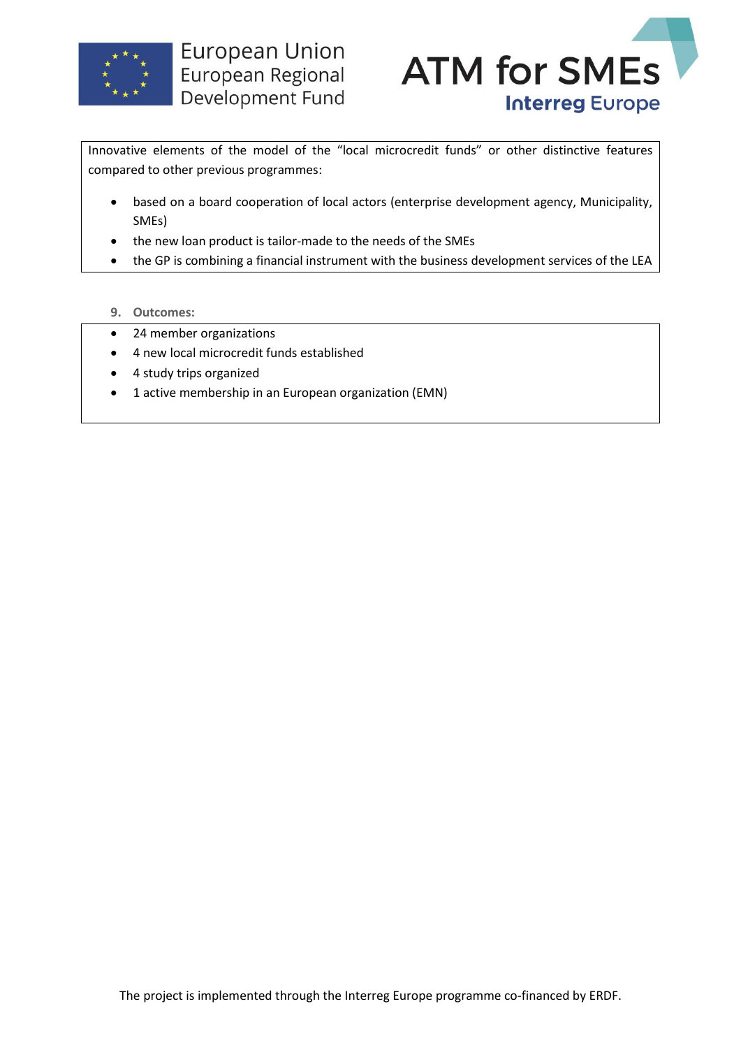Innovative elements of the model of the "local microcredit funds" or other distinctive features compared to other previous programmes:

- based on a board cooperation of local actors (enterprise development agency, Municipality, SMEs)
- the new loan product is tailor-made to the needs of the SMEs
- the GP is combining a financial instrument with the business development services of the LEA

**9. Outcomes:**

- 24 member organizations
- 4 new local microcredit funds established
- 4 study trips organized
- 1 active membership in an European organization (EMN)